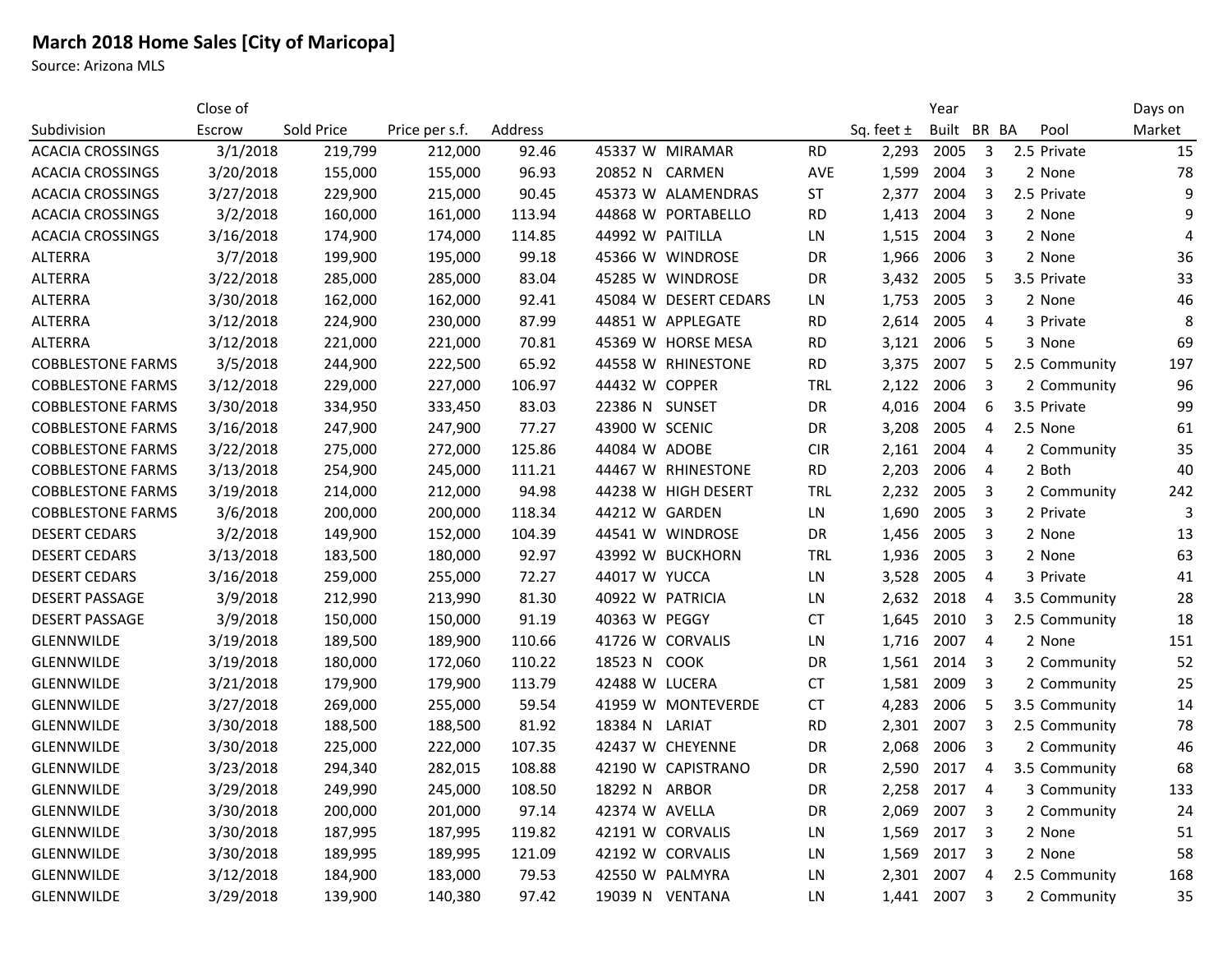# March 2018 Home Sales [City of Maricopa]

Source: Arizona MLS

| Subdivision | Close of Escrow | Sold Price | Price per s.f. | Address | | | | Sq. feet ± | Year Built | BR | BA | Pool | Days on Market |
|---|---|---|---|---|---|---|---|---|---|---|---|---|---|
| ACACIA CROSSINGS | 3/1/2018 | 219,799 | 212,000 | 92.46 | 45337 W | MIRAMAR | RD | 2,293 | 2005 | 3 | 2.5 | Private | 15 |
| ACACIA CROSSINGS | 3/20/2018 | 155,000 | 155,000 | 96.93 | 20852 N | CARMEN | AVE | 1,599 | 2004 | 3 | 2 | None | 78 |
| ACACIA CROSSINGS | 3/27/2018 | 229,900 | 215,000 | 90.45 | 45373 W | ALAMENDRAS | ST | 2,377 | 2004 | 3 | 2.5 | Private | 9 |
| ACACIA CROSSINGS | 3/2/2018 | 160,000 | 161,000 | 113.94 | 44868 W | PORTABELLO | RD | 1,413 | 2004 | 3 | 2 | None | 9 |
| ACACIA CROSSINGS | 3/16/2018 | 174,900 | 174,000 | 114.85 | 44992 W | PAITILLA | LN | 1,515 | 2004 | 3 | 2 | None | 4 |
| ALTERRA | 3/7/2018 | 199,900 | 195,000 | 99.18 | 45366 W | WINDROSE | DR | 1,966 | 2006 | 3 | 2 | None | 36 |
| ALTERRA | 3/22/2018 | 285,000 | 285,000 | 83.04 | 45285 W | WINDROSE | DR | 3,432 | 2005 | 5 | 3.5 | Private | 33 |
| ALTERRA | 3/30/2018 | 162,000 | 162,000 | 92.41 | 45084 W | DESERT CEDARS | LN | 1,753 | 2005 | 3 | 2 | None | 46 |
| ALTERRA | 3/12/2018 | 224,900 | 230,000 | 87.99 | 44851 W | APPLEGATE | RD | 2,614 | 2005 | 4 | 3 | Private | 8 |
| ALTERRA | 3/12/2018 | 221,000 | 221,000 | 70.81 | 45369 W | HORSE MESA | RD | 3,121 | 2006 | 5 | 3 | None | 69 |
| COBBLESTONE FARMS | 3/5/2018 | 244,900 | 222,500 | 65.92 | 44558 W | RHINESTONE | RD | 3,375 | 2007 | 5 | 2.5 | Community | 197 |
| COBBLESTONE FARMS | 3/12/2018 | 229,000 | 227,000 | 106.97 | 44432 W | COPPER | TRL | 2,122 | 2006 | 3 | 2 | Community | 96 |
| COBBLESTONE FARMS | 3/30/2018 | 334,950 | 333,450 | 83.03 | 22386 N | SUNSET | DR | 4,016 | 2004 | 6 | 3.5 | Private | 99 |
| COBBLESTONE FARMS | 3/16/2018 | 247,900 | 247,900 | 77.27 | 43900 W | SCENIC | DR | 3,208 | 2005 | 4 | 2.5 | None | 61 |
| COBBLESTONE FARMS | 3/22/2018 | 275,000 | 272,000 | 125.86 | 44084 W | ADOBE | CIR | 2,161 | 2004 | 4 | 2 | Community | 35 |
| COBBLESTONE FARMS | 3/13/2018 | 254,900 | 245,000 | 111.21 | 44467 W | RHINESTONE | RD | 2,203 | 2006 | 4 | 2 | Both | 40 |
| COBBLESTONE FARMS | 3/19/2018 | 214,000 | 212,000 | 94.98 | 44238 W | HIGH DESERT | TRL | 2,232 | 2005 | 3 | 2 | Community | 242 |
| COBBLESTONE FARMS | 3/6/2018 | 200,000 | 200,000 | 118.34 | 44212 W | GARDEN | LN | 1,690 | 2005 | 3 | 2 | Private | 3 |
| DESERT CEDARS | 3/2/2018 | 149,900 | 152,000 | 104.39 | 44541 W | WINDROSE | DR | 1,456 | 2005 | 3 | 2 | None | 13 |
| DESERT CEDARS | 3/13/2018 | 183,500 | 180,000 | 92.97 | 43992 W | BUCKHORN | TRL | 1,936 | 2005 | 3 | 2 | None | 63 |
| DESERT CEDARS | 3/16/2018 | 259,000 | 255,000 | 72.27 | 44017 W | YUCCA | LN | 3,528 | 2005 | 4 | 3 | Private | 41 |
| DESERT PASSAGE | 3/9/2018 | 212,990 | 213,990 | 81.30 | 40922 W | PATRICIA | LN | 2,632 | 2018 | 4 | 3.5 | Community | 28 |
| DESERT PASSAGE | 3/9/2018 | 150,000 | 150,000 | 91.19 | 40363 W | PEGGY | CT | 1,645 | 2010 | 3 | 2.5 | Community | 18 |
| GLENNWILDE | 3/19/2018 | 189,500 | 189,900 | 110.66 | 41726 W | CORVALIS | LN | 1,716 | 2007 | 4 | 2 | None | 151 |
| GLENNWILDE | 3/19/2018 | 180,000 | 172,060 | 110.22 | 18523 N | COOK | DR | 1,561 | 2014 | 3 | 2 | Community | 52 |
| GLENNWILDE | 3/21/2018 | 179,900 | 179,900 | 113.79 | 42488 W | LUCERA | CT | 1,581 | 2009 | 3 | 2 | Community | 25 |
| GLENNWILDE | 3/27/2018 | 269,000 | 255,000 | 59.54 | 41959 W | MONTEVERDE | CT | 4,283 | 2006 | 5 | 3.5 | Community | 14 |
| GLENNWILDE | 3/30/2018 | 188,500 | 188,500 | 81.92 | 18384 N | LARIAT | RD | 2,301 | 2007 | 3 | 2.5 | Community | 78 |
| GLENNWILDE | 3/30/2018 | 225,000 | 222,000 | 107.35 | 42437 W | CHEYENNE | DR | 2,068 | 2006 | 3 | 2 | Community | 46 |
| GLENNWILDE | 3/23/2018 | 294,340 | 282,015 | 108.88 | 42190 W | CAPISTRANO | DR | 2,590 | 2017 | 4 | 3.5 | Community | 68 |
| GLENNWILDE | 3/29/2018 | 249,990 | 245,000 | 108.50 | 18292 N | ARBOR | DR | 2,258 | 2017 | 4 | 3 | Community | 133 |
| GLENNWILDE | 3/30/2018 | 200,000 | 201,000 | 97.14 | 42374 W | AVELLA | DR | 2,069 | 2007 | 3 | 2 | Community | 24 |
| GLENNWILDE | 3/30/2018 | 187,995 | 187,995 | 119.82 | 42191 W | CORVALIS | LN | 1,569 | 2017 | 3 | 2 | None | 51 |
| GLENNWILDE | 3/30/2018 | 189,995 | 189,995 | 121.09 | 42192 W | CORVALIS | LN | 1,569 | 2017 | 3 | 2 | None | 58 |
| GLENNWILDE | 3/12/2018 | 184,900 | 183,000 | 79.53 | 42550 W | PALMYRA | LN | 2,301 | 2007 | 4 | 2.5 | Community | 168 |
| GLENNWILDE | 3/29/2018 | 139,900 | 140,380 | 97.42 | 19039 N | VENTANA | LN | 1,441 | 2007 | 3 | 2 | Community | 35 |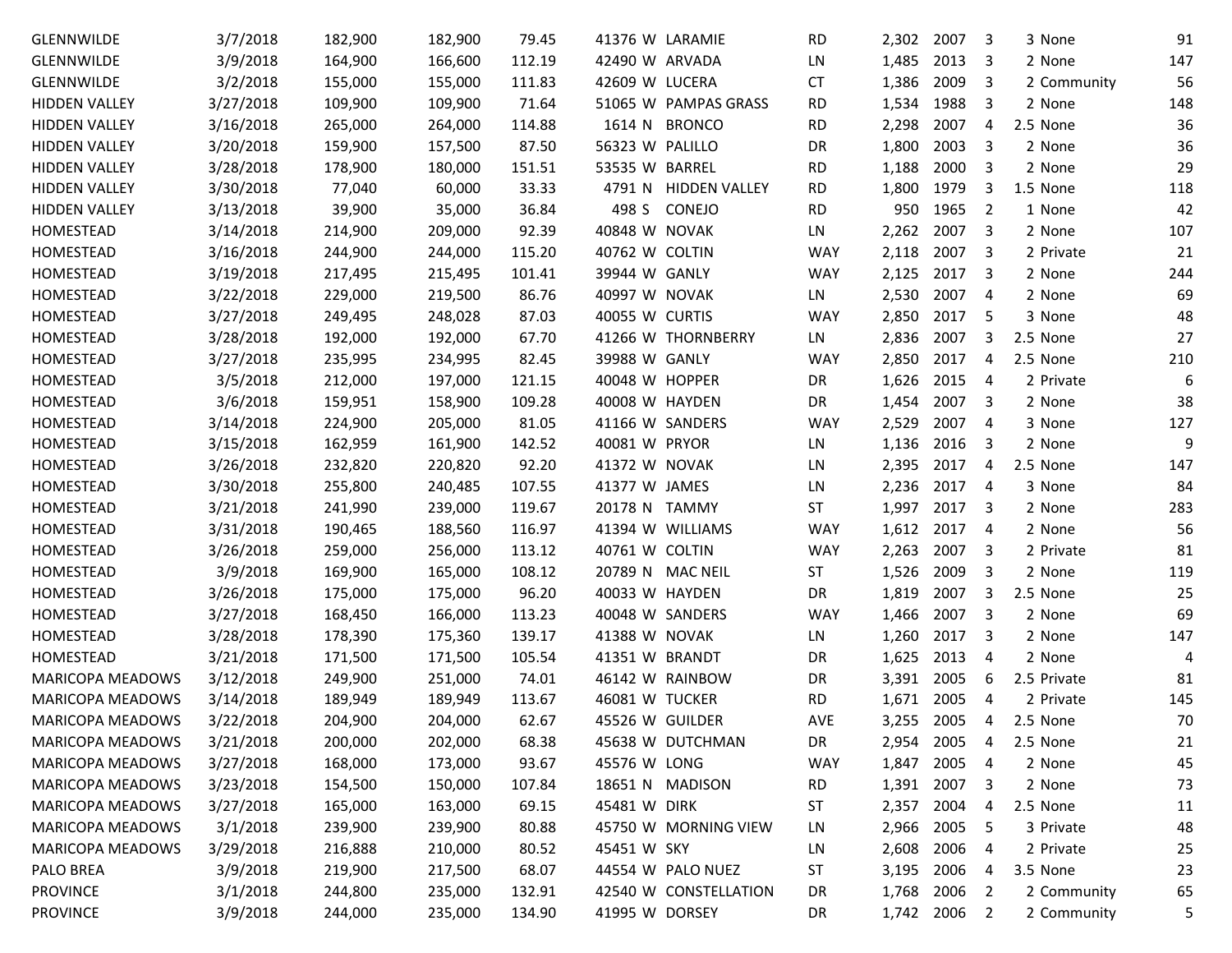| | | | | | | | | | | | | | | |
|---|---|---|---|---|---|---|---|---|---|---|---|---|---|---|
| GLENNWILDE | 3/7/2018 | 182,900 | 182,900 | 79.45 | 41376 | W | LARAMIE | RD | 2,302 | 2007 | 3 | 3 | None | 91 |
| GLENNWILDE | 3/9/2018 | 164,900 | 166,600 | 112.19 | 42490 | W | ARVADA | LN | 1,485 | 2013 | 3 | 2 | None | 147 |
| GLENNWILDE | 3/2/2018 | 155,000 | 155,000 | 111.83 | 42609 | W | LUCERA | CT | 1,386 | 2009 | 3 | 2 | Community | 56 |
| HIDDEN VALLEY | 3/27/2018 | 109,900 | 109,900 | 71.64 | 51065 | W | PAMPAS GRASS | RD | 1,534 | 1988 | 3 | 2 | None | 148 |
| HIDDEN VALLEY | 3/16/2018 | 265,000 | 264,000 | 114.88 | 1614 | N | BRONCO | RD | 2,298 | 2007 | 4 | 2.5 | None | 36 |
| HIDDEN VALLEY | 3/20/2018 | 159,900 | 157,500 | 87.50 | 56323 | W | PALILLO | DR | 1,800 | 2003 | 3 | 2 | None | 36 |
| HIDDEN VALLEY | 3/28/2018 | 178,900 | 180,000 | 151.51 | 53535 | W | BARREL | RD | 1,188 | 2000 | 3 | 2 | None | 29 |
| HIDDEN VALLEY | 3/30/2018 | 77,040 | 60,000 | 33.33 | 4791 | N | HIDDEN VALLEY | RD | 1,800 | 1979 | 3 | 1.5 | None | 118 |
| HIDDEN VALLEY | 3/13/2018 | 39,900 | 35,000 | 36.84 | 498 | S | CONEJO | RD | 950 | 1965 | 2 | 1 | None | 42 |
| HOMESTEAD | 3/14/2018 | 214,900 | 209,000 | 92.39 | 40848 | W | NOVAK | LN | 2,262 | 2007 | 3 | 2 | None | 107 |
| HOMESTEAD | 3/16/2018 | 244,900 | 244,000 | 115.20 | 40762 | W | COLTIN | WAY | 2,118 | 2007 | 3 | 2 | Private | 21 |
| HOMESTEAD | 3/19/2018 | 217,495 | 215,495 | 101.41 | 39944 | W | GANLY | WAY | 2,125 | 2017 | 3 | 2 | None | 244 |
| HOMESTEAD | 3/22/2018 | 229,000 | 219,500 | 86.76 | 40997 | W | NOVAK | LN | 2,530 | 2007 | 4 | 2 | None | 69 |
| HOMESTEAD | 3/27/2018 | 249,495 | 248,028 | 87.03 | 40055 | W | CURTIS | WAY | 2,850 | 2017 | 5 | 3 | None | 48 |
| HOMESTEAD | 3/28/2018 | 192,000 | 192,000 | 67.70 | 41266 | W | THORNBERRY | LN | 2,836 | 2007 | 3 | 2.5 | None | 27 |
| HOMESTEAD | 3/27/2018 | 235,995 | 234,995 | 82.45 | 39988 | W | GANLY | WAY | 2,850 | 2017 | 4 | 2.5 | None | 210 |
| HOMESTEAD | 3/5/2018 | 212,000 | 197,000 | 121.15 | 40048 | W | HOPPER | DR | 1,626 | 2015 | 4 | 2 | Private | 6 |
| HOMESTEAD | 3/6/2018 | 159,951 | 158,900 | 109.28 | 40008 | W | HAYDEN | DR | 1,454 | 2007 | 3 | 2 | None | 38 |
| HOMESTEAD | 3/14/2018 | 224,900 | 205,000 | 81.05 | 41166 | W | SANDERS | WAY | 2,529 | 2007 | 4 | 3 | None | 127 |
| HOMESTEAD | 3/15/2018 | 162,959 | 161,900 | 142.52 | 40081 | W | PRYOR | LN | 1,136 | 2016 | 3 | 2 | None | 9 |
| HOMESTEAD | 3/26/2018 | 232,820 | 220,820 | 92.20 | 41372 | W | NOVAK | LN | 2,395 | 2017 | 4 | 2.5 | None | 147 |
| HOMESTEAD | 3/30/2018 | 255,800 | 240,485 | 107.55 | 41377 | W | JAMES | LN | 2,236 | 2017 | 4 | 3 | None | 84 |
| HOMESTEAD | 3/21/2018 | 241,990 | 239,000 | 119.67 | 20178 | N | TAMMY | ST | 1,997 | 2017 | 3 | 2 | None | 283 |
| HOMESTEAD | 3/31/2018 | 190,465 | 188,560 | 116.97 | 41394 | W | WILLIAMS | WAY | 1,612 | 2017 | 4 | 2 | None | 56 |
| HOMESTEAD | 3/26/2018 | 259,000 | 256,000 | 113.12 | 40761 | W | COLTIN | WAY | 2,263 | 2007 | 3 | 2 | Private | 81 |
| HOMESTEAD | 3/9/2018 | 169,900 | 165,000 | 108.12 | 20789 | N | MAC NEIL | ST | 1,526 | 2009 | 3 | 2 | None | 119 |
| HOMESTEAD | 3/26/2018 | 175,000 | 175,000 | 96.20 | 40033 | W | HAYDEN | DR | 1,819 | 2007 | 3 | 2.5 | None | 25 |
| HOMESTEAD | 3/27/2018 | 168,450 | 166,000 | 113.23 | 40048 | W | SANDERS | WAY | 1,466 | 2007 | 3 | 2 | None | 69 |
| HOMESTEAD | 3/28/2018 | 178,390 | 175,360 | 139.17 | 41388 | W | NOVAK | LN | 1,260 | 2017 | 3 | 2 | None | 147 |
| HOMESTEAD | 3/21/2018 | 171,500 | 171,500 | 105.54 | 41351 | W | BRANDT | DR | 1,625 | 2013 | 4 | 2 | None | 4 |
| MARICOPA MEADOWS | 3/12/2018 | 249,900 | 251,000 | 74.01 | 46142 | W | RAINBOW | DR | 3,391 | 2005 | 6 | 2.5 | Private | 81 |
| MARICOPA MEADOWS | 3/14/2018 | 189,949 | 189,949 | 113.67 | 46081 | W | TUCKER | RD | 1,671 | 2005 | 4 | 2 | Private | 145 |
| MARICOPA MEADOWS | 3/22/2018 | 204,900 | 204,000 | 62.67 | 45526 | W | GUILDER | AVE | 3,255 | 2005 | 4 | 2.5 | None | 70 |
| MARICOPA MEADOWS | 3/21/2018 | 200,000 | 202,000 | 68.38 | 45638 | W | DUTCHMAN | DR | 2,954 | 2005 | 4 | 2.5 | None | 21 |
| MARICOPA MEADOWS | 3/27/2018 | 168,000 | 173,000 | 93.67 | 45576 | W | LONG | WAY | 1,847 | 2005 | 4 | 2 | None | 45 |
| MARICOPA MEADOWS | 3/23/2018 | 154,500 | 150,000 | 107.84 | 18651 | N | MADISON | RD | 1,391 | 2007 | 3 | 2 | None | 73 |
| MARICOPA MEADOWS | 3/27/2018 | 165,000 | 163,000 | 69.15 | 45481 | W | DIRK | ST | 2,357 | 2004 | 4 | 2.5 | None | 11 |
| MARICOPA MEADOWS | 3/1/2018 | 239,900 | 239,900 | 80.88 | 45750 | W | MORNING VIEW | LN | 2,966 | 2005 | 5 | 3 | Private | 48 |
| MARICOPA MEADOWS | 3/29/2018 | 216,888 | 210,000 | 80.52 | 45451 | W | SKY | LN | 2,608 | 2006 | 4 | 2 | Private | 25 |
| PALO BREA | 3/9/2018 | 219,900 | 217,500 | 68.07 | 44554 | W | PALO NUEZ | ST | 3,195 | 2006 | 4 | 3.5 | None | 23 |
| PROVINCE | 3/1/2018 | 244,800 | 235,000 | 132.91 | 42540 | W | CONSTELLATION | DR | 1,768 | 2006 | 2 | 2 | Community | 65 |
| PROVINCE | 3/9/2018 | 244,000 | 235,000 | 134.90 | 41995 | W | DORSEY | DR | 1,742 | 2006 | 2 | 2 | Community | 5 |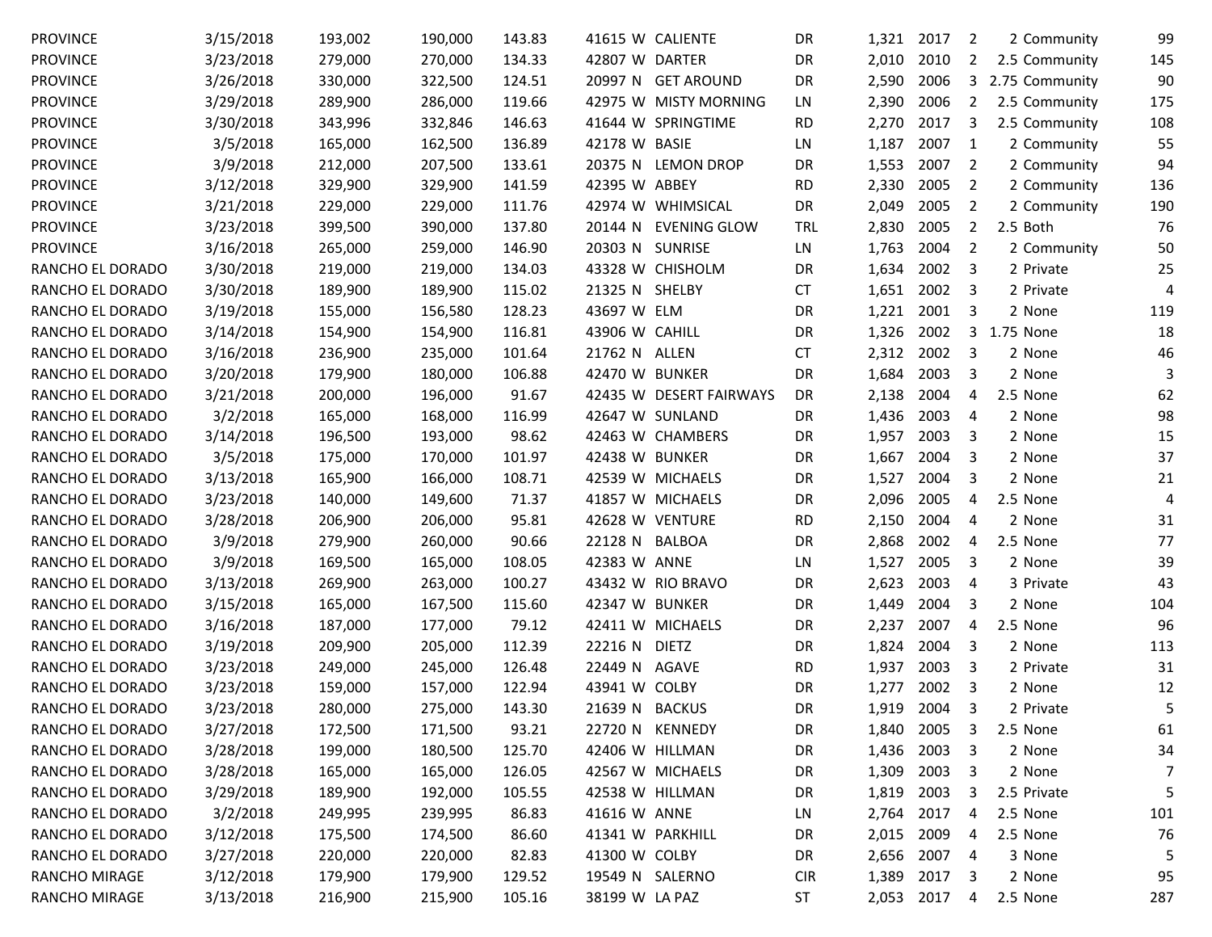| | | | | | | | | | | | | | |
|---|---|---|---|---|---|---|---|---|---|---|---|---|---|
| PROVINCE | 3/15/2018 | 193,002 | 190,000 | 143.83 | 41615 W | CALIENTE | DR | 1,321 | 2017 | 2 | 2 | Community | 99 |
| PROVINCE | 3/23/2018 | 279,000 | 270,000 | 134.33 | 42807 W | DARTER | DR | 2,010 | 2010 | 2 | 2.5 | Community | 145 |
| PROVINCE | 3/26/2018 | 330,000 | 322,500 | 124.51 | 20997 N | GET AROUND | DR | 2,590 | 2006 | 3 | 2.75 | Community | 90 |
| PROVINCE | 3/29/2018 | 289,900 | 286,000 | 119.66 | 42975 W | MISTY MORNING | LN | 2,390 | 2006 | 2 | 2.5 | Community | 175 |
| PROVINCE | 3/30/2018 | 343,996 | 332,846 | 146.63 | 41644 W | SPRINGTIME | RD | 2,270 | 2017 | 3 | 2.5 | Community | 108 |
| PROVINCE | 3/5/2018 | 165,000 | 162,500 | 136.89 | 42178 W | BASIE | LN | 1,187 | 2007 | 1 | 2 | Community | 55 |
| PROVINCE | 3/9/2018 | 212,000 | 207,500 | 133.61 | 20375 N | LEMON DROP | DR | 1,553 | 2007 | 2 | 2 | Community | 94 |
| PROVINCE | 3/12/2018 | 329,900 | 329,900 | 141.59 | 42395 W | ABBEY | RD | 2,330 | 2005 | 2 | 2 | Community | 136 |
| PROVINCE | 3/21/2018 | 229,000 | 229,000 | 111.76 | 42974 W | WHIMSICAL | DR | 2,049 | 2005 | 2 | 2 | Community | 190 |
| PROVINCE | 3/23/2018 | 399,500 | 390,000 | 137.80 | 20144 N | EVENING GLOW | TRL | 2,830 | 2005 | 2 | 2.5 | Both | 76 |
| PROVINCE | 3/16/2018 | 265,000 | 259,000 | 146.90 | 20303 N | SUNRISE | LN | 1,763 | 2004 | 2 | 2 | Community | 50 |
| RANCHO EL DORADO | 3/30/2018 | 219,000 | 219,000 | 134.03 | 43328 W | CHISHOLM | DR | 1,634 | 2002 | 3 | 2 | Private | 25 |
| RANCHO EL DORADO | 3/30/2018 | 189,900 | 189,900 | 115.02 | 21325 N | SHELBY | CT | 1,651 | 2002 | 3 | 2 | Private | 4 |
| RANCHO EL DORADO | 3/19/2018 | 155,000 | 156,580 | 128.23 | 43697 W | ELM | DR | 1,221 | 2001 | 3 | 2 | None | 119 |
| RANCHO EL DORADO | 3/14/2018 | 154,900 | 154,900 | 116.81 | 43906 W | CAHILL | DR | 1,326 | 2002 | 3 | 1.75 | None | 18 |
| RANCHO EL DORADO | 3/16/2018 | 236,900 | 235,000 | 101.64 | 21762 N | ALLEN | CT | 2,312 | 2002 | 3 | 2 | None | 46 |
| RANCHO EL DORADO | 3/20/2018 | 179,900 | 180,000 | 106.88 | 42470 W | BUNKER | DR | 1,684 | 2003 | 3 | 2 | None | 3 |
| RANCHO EL DORADO | 3/21/2018 | 200,000 | 196,000 | 91.67 | 42435 W | DESERT FAIRWAYS | DR | 2,138 | 2004 | 4 | 2.5 | None | 62 |
| RANCHO EL DORADO | 3/2/2018 | 165,000 | 168,000 | 116.99 | 42647 W | SUNLAND | DR | 1,436 | 2003 | 4 | 2 | None | 98 |
| RANCHO EL DORADO | 3/14/2018 | 196,500 | 193,000 | 98.62 | 42463 W | CHAMBERS | DR | 1,957 | 2003 | 3 | 2 | None | 15 |
| RANCHO EL DORADO | 3/5/2018 | 175,000 | 170,000 | 101.97 | 42438 W | BUNKER | DR | 1,667 | 2004 | 3 | 2 | None | 37 |
| RANCHO EL DORADO | 3/13/2018 | 165,900 | 166,000 | 108.71 | 42539 W | MICHAELS | DR | 1,527 | 2004 | 3 | 2 | None | 21 |
| RANCHO EL DORADO | 3/23/2018 | 140,000 | 149,600 | 71.37 | 41857 W | MICHAELS | DR | 2,096 | 2005 | 4 | 2.5 | None | 4 |
| RANCHO EL DORADO | 3/28/2018 | 206,900 | 206,000 | 95.81 | 42628 W | VENTURE | RD | 2,150 | 2004 | 4 | 2 | None | 31 |
| RANCHO EL DORADO | 3/9/2018 | 279,900 | 260,000 | 90.66 | 22128 N | BALBOA | DR | 2,868 | 2002 | 4 | 2.5 | None | 77 |
| RANCHO EL DORADO | 3/9/2018 | 169,500 | 165,000 | 108.05 | 42383 W | ANNE | LN | 1,527 | 2005 | 3 | 2 | None | 39 |
| RANCHO EL DORADO | 3/13/2018 | 269,900 | 263,000 | 100.27 | 43432 W | RIO BRAVO | DR | 2,623 | 2003 | 4 | 3 | Private | 43 |
| RANCHO EL DORADO | 3/15/2018 | 165,000 | 167,500 | 115.60 | 42347 W | BUNKER | DR | 1,449 | 2004 | 3 | 2 | None | 104 |
| RANCHO EL DORADO | 3/16/2018 | 187,000 | 177,000 | 79.12 | 42411 W | MICHAELS | DR | 2,237 | 2007 | 4 | 2.5 | None | 96 |
| RANCHO EL DORADO | 3/19/2018 | 209,900 | 205,000 | 112.39 | 22216 N | DIETZ | DR | 1,824 | 2004 | 3 | 2 | None | 113 |
| RANCHO EL DORADO | 3/23/2018 | 249,000 | 245,000 | 126.48 | 22449 N | AGAVE | RD | 1,937 | 2003 | 3 | 2 | Private | 31 |
| RANCHO EL DORADO | 3/23/2018 | 159,000 | 157,000 | 122.94 | 43941 W | COLBY | DR | 1,277 | 2002 | 3 | 2 | None | 12 |
| RANCHO EL DORADO | 3/23/2018 | 280,000 | 275,000 | 143.30 | 21639 N | BACKUS | DR | 1,919 | 2004 | 3 | 2 | Private | 5 |
| RANCHO EL DORADO | 3/27/2018 | 172,500 | 171,500 | 93.21 | 22720 N | KENNEDY | DR | 1,840 | 2005 | 3 | 2.5 | None | 61 |
| RANCHO EL DORADO | 3/28/2018 | 199,000 | 180,500 | 125.70 | 42406 W | HILLMAN | DR | 1,436 | 2003 | 3 | 2 | None | 34 |
| RANCHO EL DORADO | 3/28/2018 | 165,000 | 165,000 | 126.05 | 42567 W | MICHAELS | DR | 1,309 | 2003 | 3 | 2 | None | 7 |
| RANCHO EL DORADO | 3/29/2018 | 189,900 | 192,000 | 105.55 | 42538 W | HILLMAN | DR | 1,819 | 2003 | 3 | 2.5 | Private | 5 |
| RANCHO EL DORADO | 3/2/2018 | 249,995 | 239,995 | 86.83 | 41616 W | ANNE | LN | 2,764 | 2017 | 4 | 2.5 | None | 101 |
| RANCHO EL DORADO | 3/12/2018 | 175,500 | 174,500 | 86.60 | 41341 W | PARKHILL | DR | 2,015 | 2009 | 4 | 2.5 | None | 76 |
| RANCHO EL DORADO | 3/27/2018 | 220,000 | 220,000 | 82.83 | 41300 W | COLBY | DR | 2,656 | 2007 | 4 | 3 | None | 5 |
| RANCHO MIRAGE | 3/12/2018 | 179,900 | 179,900 | 129.52 | 19549 N | SALERNO | CIR | 1,389 | 2017 | 3 | 2 | None | 95 |
| RANCHO MIRAGE | 3/13/2018 | 216,900 | 215,900 | 105.16 | 38199 W | LA PAZ | ST | 2,053 | 2017 | 4 | 2.5 | None | 287 |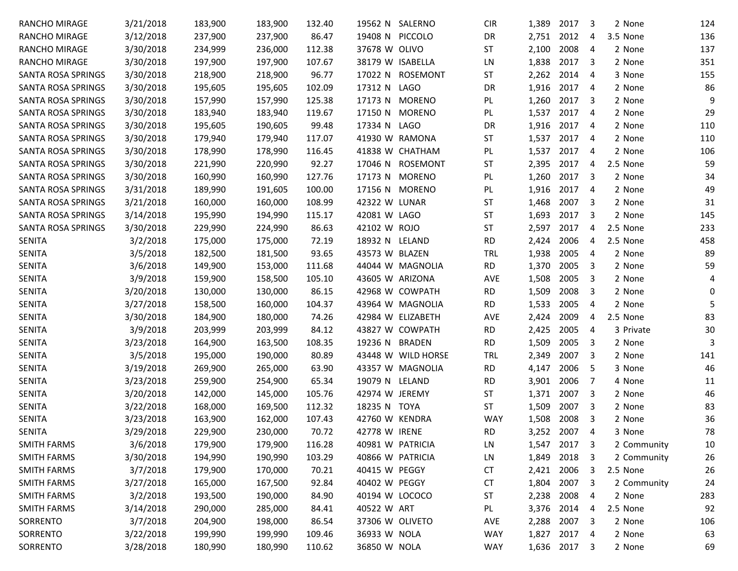| | | | | | | | | | | | | | | |
|---|---|---|---|---|---|---|---|---|---|---|---|---|---|---|
| RANCHO MIRAGE | 3/21/2018 | 183,900 | 183,900 | 132.40 | 19562 | N | SALERNO | CIR | 1,389 | 2017 | 3 | 2 | None | 124 |
| RANCHO MIRAGE | 3/12/2018 | 237,900 | 237,900 | 86.47 | 19408 | N | PICCOLO | DR | 2,751 | 2012 | 4 | 3.5 | None | 136 |
| RANCHO MIRAGE | 3/30/2018 | 234,999 | 236,000 | 112.38 | 37678 | W | OLIVO | ST | 2,100 | 2008 | 4 | 2 | None | 137 |
| RANCHO MIRAGE | 3/30/2018 | 197,900 | 197,900 | 107.67 | 38179 | W | ISABELLA | LN | 1,838 | 2017 | 3 | 2 | None | 351 |
| SANTA ROSA SPRINGS | 3/30/2018 | 218,900 | 218,900 | 96.77 | 17022 | N | ROSEMONT | ST | 2,262 | 2014 | 4 | 3 | None | 155 |
| SANTA ROSA SPRINGS | 3/30/2018 | 195,605 | 195,605 | 102.09 | 17312 | N | LAGO | DR | 1,916 | 2017 | 4 | 2 | None | 86 |
| SANTA ROSA SPRINGS | 3/30/2018 | 157,990 | 157,990 | 125.38 | 17173 | N | MORENO | PL | 1,260 | 2017 | 3 | 2 | None | 9 |
| SANTA ROSA SPRINGS | 3/30/2018 | 183,940 | 183,940 | 119.67 | 17150 | N | MORENO | PL | 1,537 | 2017 | 4 | 2 | None | 29 |
| SANTA ROSA SPRINGS | 3/30/2018 | 195,605 | 190,605 | 99.48 | 17334 | N | LAGO | DR | 1,916 | 2017 | 4 | 2 | None | 110 |
| SANTA ROSA SPRINGS | 3/30/2018 | 179,940 | 179,940 | 117.07 | 41930 | W | RAMONA | ST | 1,537 | 2017 | 4 | 2 | None | 110 |
| SANTA ROSA SPRINGS | 3/30/2018 | 178,990 | 178,990 | 116.45 | 41838 | W | CHATHAM | PL | 1,537 | 2017 | 4 | 2 | None | 106 |
| SANTA ROSA SPRINGS | 3/30/2018 | 221,990 | 220,990 | 92.27 | 17046 | N | ROSEMONT | ST | 2,395 | 2017 | 4 | 2.5 | None | 59 |
| SANTA ROSA SPRINGS | 3/30/2018 | 160,990 | 160,990 | 127.76 | 17173 | N | MORENO | PL | 1,260 | 2017 | 3 | 2 | None | 34 |
| SANTA ROSA SPRINGS | 3/31/2018 | 189,990 | 191,605 | 100.00 | 17156 | N | MORENO | PL | 1,916 | 2017 | 4 | 2 | None | 49 |
| SANTA ROSA SPRINGS | 3/21/2018 | 160,000 | 160,000 | 108.99 | 42322 | W | LUNAR | ST | 1,468 | 2007 | 3 | 2 | None | 31 |
| SANTA ROSA SPRINGS | 3/14/2018 | 195,990 | 194,990 | 115.17 | 42081 | W | LAGO | ST | 1,693 | 2017 | 3 | 2 | None | 145 |
| SANTA ROSA SPRINGS | 3/30/2018 | 229,990 | 224,990 | 86.63 | 42102 | W | ROJO | ST | 2,597 | 2017 | 4 | 2.5 | None | 233 |
| SENITA | 3/2/2018 | 175,000 | 175,000 | 72.19 | 18932 | N | LELAND | RD | 2,424 | 2006 | 4 | 2.5 | None | 458 |
| SENITA | 3/5/2018 | 182,500 | 181,500 | 93.65 | 43573 | W | BLAZEN | TRL | 1,938 | 2005 | 4 | 2 | None | 89 |
| SENITA | 3/6/2018 | 149,900 | 153,000 | 111.68 | 44044 | W | MAGNOLIA | RD | 1,370 | 2005 | 3 | 2 | None | 59 |
| SENITA | 3/9/2018 | 159,900 | 158,500 | 105.10 | 43605 | W | ARIZONA | AVE | 1,508 | 2005 | 3 | 2 | None | 4 |
| SENITA | 3/20/2018 | 130,000 | 130,000 | 86.15 | 42968 | W | COWPATH | RD | 1,509 | 2008 | 3 | 2 | None | 0 |
| SENITA | 3/27/2018 | 158,500 | 160,000 | 104.37 | 43964 | W | MAGNOLIA | RD | 1,533 | 2005 | 4 | 2 | None | 5 |
| SENITA | 3/30/2018 | 184,900 | 180,000 | 74.26 | 42984 | W | ELIZABETH | AVE | 2,424 | 2009 | 4 | 2.5 | None | 83 |
| SENITA | 3/9/2018 | 203,999 | 203,999 | 84.12 | 43827 | W | COWPATH | RD | 2,425 | 2005 | 4 | 3 | Private | 30 |
| SENITA | 3/23/2018 | 164,900 | 163,500 | 108.35 | 19236 | N | BRADEN | RD | 1,509 | 2005 | 3 | 2 | None | 3 |
| SENITA | 3/5/2018 | 195,000 | 190,000 | 80.89 | 43448 | W | WILD HORSE | TRL | 2,349 | 2007 | 3 | 2 | None | 141 |
| SENITA | 3/19/2018 | 269,900 | 265,000 | 63.90 | 43357 | W | MAGNOLIA | RD | 4,147 | 2006 | 5 | 3 | None | 46 |
| SENITA | 3/23/2018 | 259,900 | 254,900 | 65.34 | 19079 | N | LELAND | RD | 3,901 | 2006 | 7 | 4 | None | 11 |
| SENITA | 3/20/2018 | 142,000 | 145,000 | 105.76 | 42974 | W | JEREMY | ST | 1,371 | 2007 | 3 | 2 | None | 46 |
| SENITA | 3/22/2018 | 168,000 | 169,500 | 112.32 | 18235 | N | TOYA | ST | 1,509 | 2007 | 3 | 2 | None | 83 |
| SENITA | 3/23/2018 | 163,900 | 162,000 | 107.43 | 42760 | W | KENDRA | WAY | 1,508 | 2008 | 3 | 2 | None | 36 |
| SENITA | 3/29/2018 | 229,900 | 230,000 | 70.72 | 42778 | W | IRENE | RD | 3,252 | 2007 | 4 | 3 | None | 78 |
| SMITH FARMS | 3/6/2018 | 179,900 | 179,900 | 116.28 | 40981 | W | PATRICIA | LN | 1,547 | 2017 | 3 | 2 | Community | 10 |
| SMITH FARMS | 3/30/2018 | 194,990 | 190,990 | 103.29 | 40866 | W | PATRICIA | LN | 1,849 | 2018 | 3 | 2 | Community | 26 |
| SMITH FARMS | 3/7/2018 | 179,900 | 170,000 | 70.21 | 40415 | W | PEGGY | CT | 2,421 | 2006 | 3 | 2.5 | None | 26 |
| SMITH FARMS | 3/27/2018 | 165,000 | 167,500 | 92.84 | 40402 | W | PEGGY | CT | 1,804 | 2007 | 3 | 2 | Community | 24 |
| SMITH FARMS | 3/2/2018 | 193,500 | 190,000 | 84.90 | 40194 | W | LOCOCO | ST | 2,238 | 2008 | 4 | 2 | None | 283 |
| SMITH FARMS | 3/14/2018 | 290,000 | 285,000 | 84.41 | 40522 | W | ART | PL | 3,376 | 2014 | 4 | 2.5 | None | 92 |
| SORRENTO | 3/7/2018 | 204,900 | 198,000 | 86.54 | 37306 | W | OLIVETO | AVE | 2,288 | 2007 | 3 | 2 | None | 106 |
| SORRENTO | 3/22/2018 | 199,990 | 199,990 | 109.46 | 36933 | W | NOLA | WAY | 1,827 | 2017 | 4 | 2 | None | 63 |
| SORRENTO | 3/28/2018 | 180,990 | 180,990 | 110.62 | 36850 | W | NOLA | WAY | 1,636 | 2017 | 3 | 2 | None | 69 |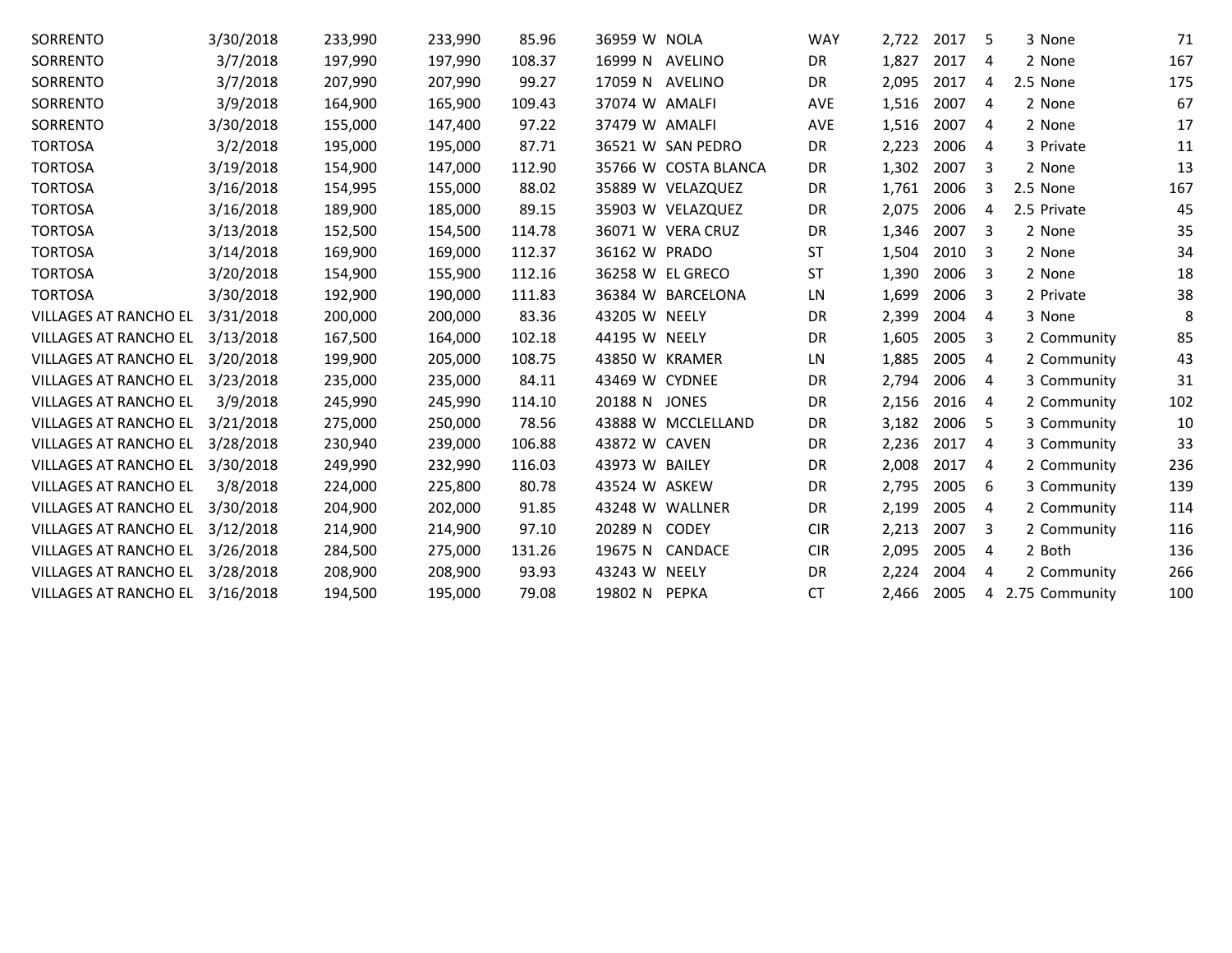| | | | | | | | | | | | | | | |
|---|---|---|---|---|---|---|---|---|---|---|---|---|---|---|
| SORRENTO | 3/30/2018 | 233,990 | 233,990 | 85.96 | 36959 | W | NOLA | WAY | 2,722 | 2017 | 5 | 3 | None | 71 |
| SORRENTO | 3/7/2018 | 197,990 | 197,990 | 108.37 | 16999 | N | AVELINO | DR | 1,827 | 2017 | 4 | 2 | None | 167 |
| SORRENTO | 3/7/2018 | 207,990 | 207,990 | 99.27 | 17059 | N | AVELINO | DR | 2,095 | 2017 | 4 | 2.5 | None | 175 |
| SORRENTO | 3/9/2018 | 164,900 | 165,900 | 109.43 | 37074 | W | AMALFI | AVE | 1,516 | 2007 | 4 | 2 | None | 67 |
| SORRENTO | 3/30/2018 | 155,000 | 147,400 | 97.22 | 37479 | W | AMALFI | AVE | 1,516 | 2007 | 4 | 2 | None | 17 |
| TORTOSA | 3/2/2018 | 195,000 | 195,000 | 87.71 | 36521 | W | SAN PEDRO | DR | 2,223 | 2006 | 4 | 3 | Private | 11 |
| TORTOSA | 3/19/2018 | 154,900 | 147,000 | 112.90 | 35766 | W | COSTA BLANCA | DR | 1,302 | 2007 | 3 | 2 | None | 13 |
| TORTOSA | 3/16/2018 | 154,995 | 155,000 | 88.02 | 35889 | W | VELAZQUEZ | DR | 1,761 | 2006 | 3 | 2.5 | None | 167 |
| TORTOSA | 3/16/2018 | 189,900 | 185,000 | 89.15 | 35903 | W | VELAZQUEZ | DR | 2,075 | 2006 | 4 | 2.5 | Private | 45 |
| TORTOSA | 3/13/2018 | 152,500 | 154,500 | 114.78 | 36071 | W | VERA CRUZ | DR | 1,346 | 2007 | 3 | 2 | None | 35 |
| TORTOSA | 3/14/2018 | 169,900 | 169,000 | 112.37 | 36162 | W | PRADO | ST | 1,504 | 2010 | 3 | 2 | None | 34 |
| TORTOSA | 3/20/2018 | 154,900 | 155,900 | 112.16 | 36258 | W | EL GRECO | ST | 1,390 | 2006 | 3 | 2 | None | 18 |
| TORTOSA | 3/30/2018 | 192,900 | 190,000 | 111.83 | 36384 | W | BARCELONA | LN | 1,699 | 2006 | 3 | 2 | Private | 38 |
| VILLAGES AT RANCHO EL | 3/31/2018 | 200,000 | 200,000 | 83.36 | 43205 | W | NEELY | DR | 2,399 | 2004 | 4 | 3 | None | 8 |
| VILLAGES AT RANCHO EL | 3/13/2018 | 167,500 | 164,000 | 102.18 | 44195 | W | NEELY | DR | 1,605 | 2005 | 3 | 2 | Community | 85 |
| VILLAGES AT RANCHO EL | 3/20/2018 | 199,900 | 205,000 | 108.75 | 43850 | W | KRAMER | LN | 1,885 | 2005 | 4 | 2 | Community | 43 |
| VILLAGES AT RANCHO EL | 3/23/2018 | 235,000 | 235,000 | 84.11 | 43469 | W | CYDNEE | DR | 2,794 | 2006 | 4 | 3 | Community | 31 |
| VILLAGES AT RANCHO EL | 3/9/2018 | 245,990 | 245,990 | 114.10 | 20188 | N | JONES | DR | 2,156 | 2016 | 4 | 2 | Community | 102 |
| VILLAGES AT RANCHO EL | 3/21/2018 | 275,000 | 250,000 | 78.56 | 43888 | W | MCCLELLAND | DR | 3,182 | 2006 | 5 | 3 | Community | 10 |
| VILLAGES AT RANCHO EL | 3/28/2018 | 230,940 | 239,000 | 106.88 | 43872 | W | CAVEN | DR | 2,236 | 2017 | 4 | 3 | Community | 33 |
| VILLAGES AT RANCHO EL | 3/30/2018 | 249,990 | 232,990 | 116.03 | 43973 | W | BAILEY | DR | 2,008 | 2017 | 4 | 2 | Community | 236 |
| VILLAGES AT RANCHO EL | 3/8/2018 | 224,000 | 225,800 | 80.78 | 43524 | W | ASKEW | DR | 2,795 | 2005 | 6 | 3 | Community | 139 |
| VILLAGES AT RANCHO EL | 3/30/2018 | 204,900 | 202,000 | 91.85 | 43248 | W | WALLNER | DR | 2,199 | 2005 | 4 | 2 | Community | 114 |
| VILLAGES AT RANCHO EL | 3/12/2018 | 214,900 | 214,900 | 97.10 | 20289 | N | CODEY | CIR | 2,213 | 2007 | 3 | 2 | Community | 116 |
| VILLAGES AT RANCHO EL | 3/26/2018 | 284,500 | 275,000 | 131.26 | 19675 | N | CANDACE | CIR | 2,095 | 2005 | 4 | 2 | Both | 136 |
| VILLAGES AT RANCHO EL | 3/28/2018 | 208,900 | 208,900 | 93.93 | 43243 | W | NEELY | DR | 2,224 | 2004 | 4 | 2 | Community | 266 |
| VILLAGES AT RANCHO EL | 3/16/2018 | 194,500 | 195,000 | 79.08 | 19802 | N | PEPKA | CT | 2,466 | 2005 | 4 | 2.75 | Community | 100 |